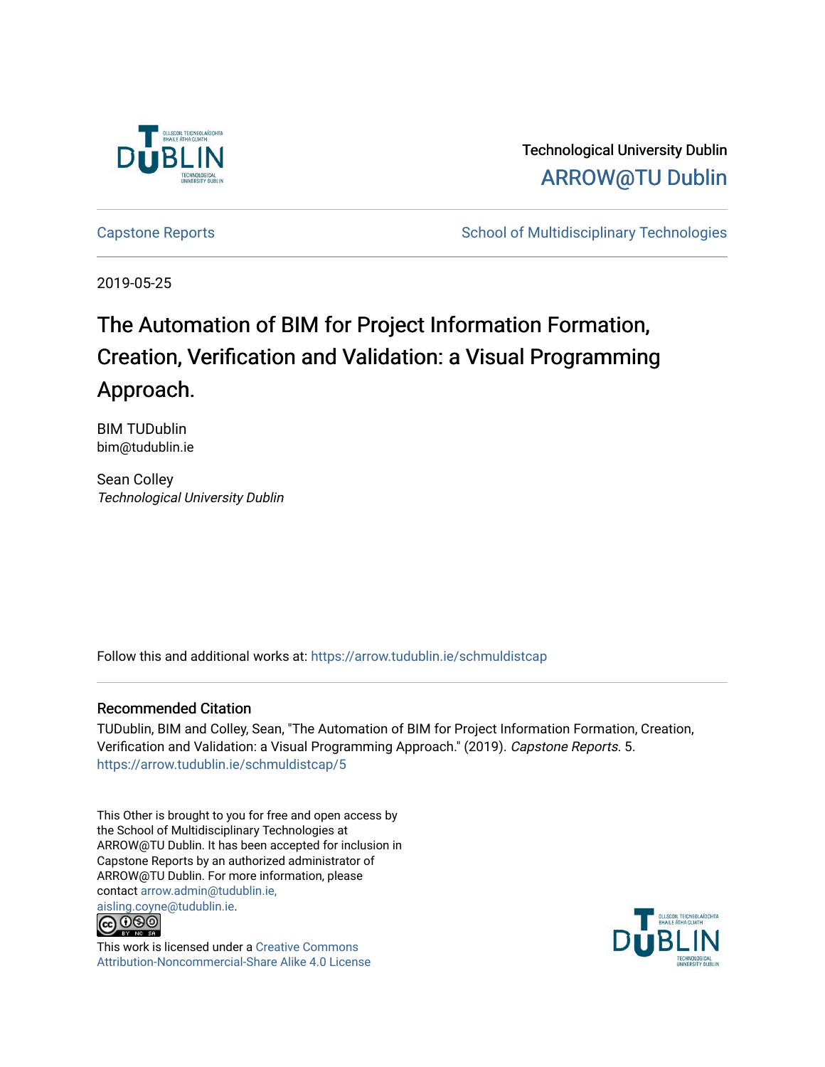Technological University Dublin

ARROW@TU Dublin

Capstone Reports | School of Multidisciplinary Technologies

2019-05-25

# The Automation of BIM for Project Information Formation, Creation, Verification and Validation: a Visual Programming Approach.

BIM TUDublin
bim@tudublin.ie

Sean Colley
*Technological University Dublin*

Follow this and additional works at: https://arrow.tudublin.ie/schmuldistcap

## Recommended Citation

TUDublin, BIM and Colley, Sean, "The Automation of BIM for Project Information Formation, Creation, Verification and Validation: a Visual Programming Approach." (2019). *Capstone Reports*. 5. https://arrow.tudublin.ie/schmuldistcap/5

This Other is brought to you for free and open access by the School of Multidisciplinary Technologies at ARROW@TU Dublin. It has been accepted for inclusion in Capstone Reports by an authorized administrator of ARROW@TU Dublin. For more information, please contact arrow.admin@tudublin.ie, aisling.coyne@tudublin.ie.

This work is licensed under a Creative Commons Attribution-Noncommercial-Share Alike 4.0 License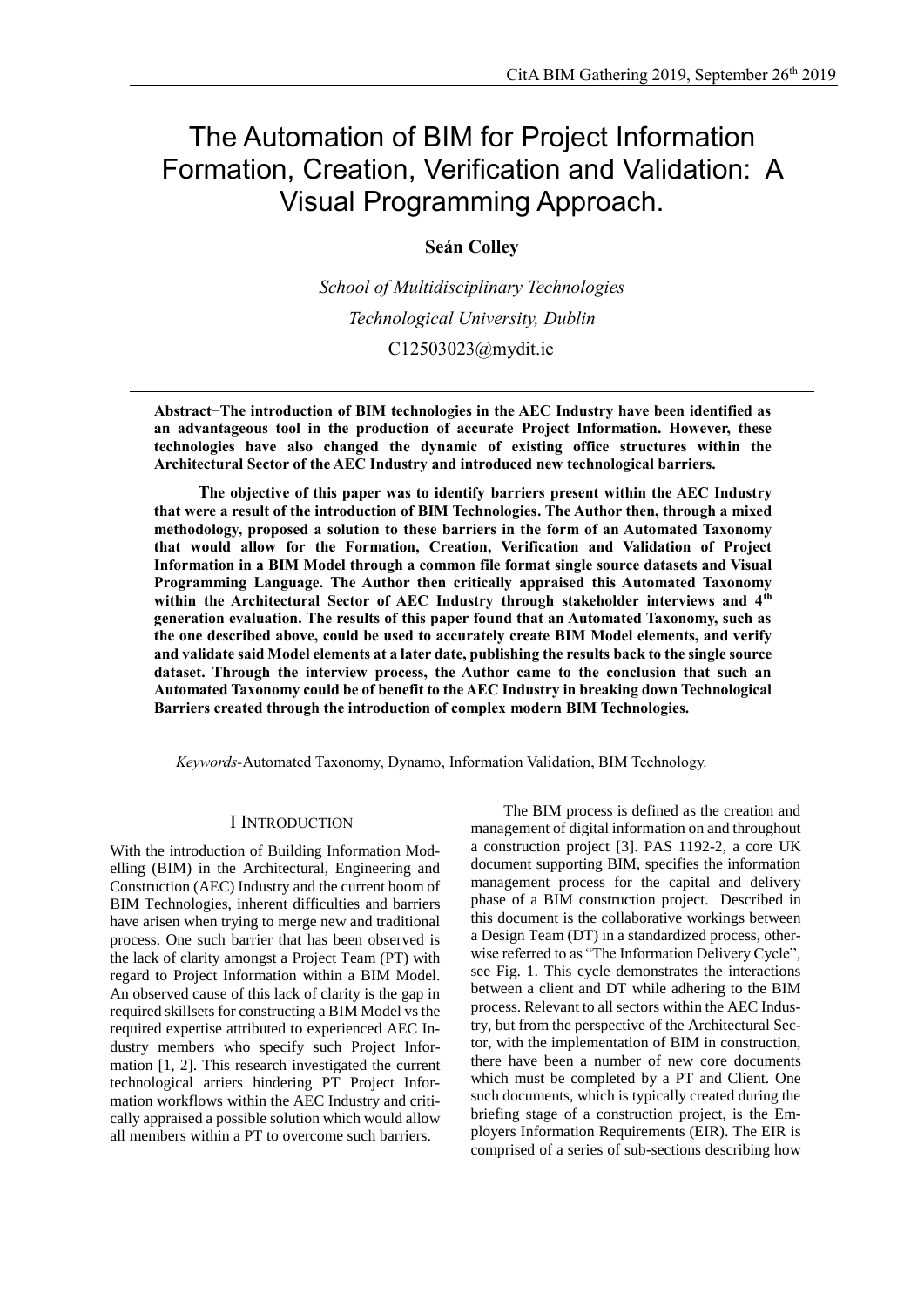# The Automation of BIM for Project Information Formation, Creation, Verification and Validation: A Visual Programming Approach.

**Seán Colley**

*School of Multidisciplinary Technologies*

*Technological University, Dublin*

C12503023@mydit.ie

---

**Abstract−The introduction of BIM technologies in the AEC Industry have been identified as an advantageous tool in the production of accurate Project Information. However, these technologies have also changed the dynamic of existing office structures within the Architectural Sector of the AEC Industry and introduced new technological barriers.**

**The objective of this paper was to identify barriers present within the AEC Industry that were a result of the introduction of BIM Technologies. The Author then, through a mixed methodology, proposed a solution to these barriers in the form of an Automated Taxonomy that would allow for the Formation, Creation, Verification and Validation of Project Information in a BIM Model through a common file format single source datasets and Visual Programming Language. The Author then critically appraised this Automated Taxonomy within the Architectural Sector of AEC Industry through stakeholder interviews and 4th generation evaluation. The results of this paper found that an Automated Taxonomy, such as the one described above, could be used to accurately create BIM Model elements, and verify and validate said Model elements at a later date, publishing the results back to the single source dataset. Through the interview process, the Author came to the conclusion that such an Automated Taxonomy could be of benefit to the AEC Industry in breaking down Technological Barriers created through the introduction of complex modern BIM Technologies.**

*Keywords-*Automated Taxonomy, Dynamo, Information Validation, BIM Technology.

## I INTRODUCTION

With the introduction of Building Information Modelling (BIM) in the Architectural, Engineering and Construction (AEC) Industry and the current boom of BIM Technologies, inherent difficulties and barriers have arisen when trying to merge new and traditional process. One such barrier that has been observed is the lack of clarity amongst a Project Team (PT) with regard to Project Information within a BIM Model. An observed cause of this lack of clarity is the gap in required skillsets for constructing a BIM Model vs the required expertise attributed to experienced AEC Industry members who specify such Project Information [1, 2]. This research investigated the current technological arriers hindering PT Project Information workflows within the AEC Industry and critically appraised a possible solution which would allow all members within a PT to overcome such barriers.

The BIM process is defined as the creation and management of digital information on and throughout a construction project [3]. PAS 1192-2, a core UK document supporting BIM, specifies the information management process for the capital and delivery phase of a BIM construction project. Described in this document is the collaborative workings between a Design Team (DT) in a standardized process, otherwise referred to as "The Information Delivery Cycle", see Fig. 1. This cycle demonstrates the interactions between a client and DT while adhering to the BIM process. Relevant to all sectors within the AEC Industry, but from the perspective of the Architectural Sector, with the implementation of BIM in construction, there have been a number of new core documents which must be completed by a PT and Client. One such documents, which is typically created during the briefing stage of a construction project, is the Employers Information Requirements (EIR). The EIR is comprised of a series of sub-sections describing how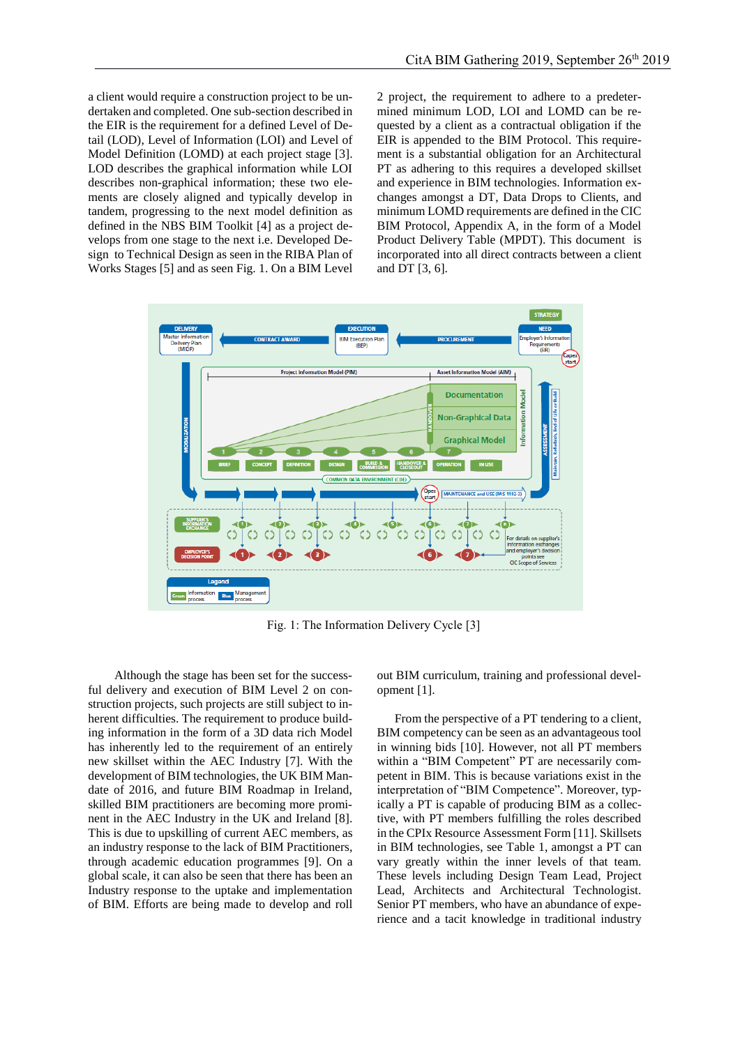a client would require a construction project to be undertaken and completed. One sub-section described in the EIR is the requirement for a defined Level of Detail (LOD), Level of Information (LOI) and Level of Model Definition (LOMD) at each project stage [3]. LOD describes the graphical information while LOI describes non-graphical information; these two elements are closely aligned and typically develop in tandem, progressing to the next model definition as defined in the NBS BIM Toolkit [4] as a project develops from one stage to the next i.e. Developed Design to Technical Design as seen in the RIBA Plan of Works Stages [5] and as seen Fig. 1. On a BIM Level 2 project, the requirement to adhere to a predetermined minimum LOD, LOI and LOMD can be requested by a client as a contractual obligation if the EIR is appended to the BIM Protocol. This requirement is a substantial obligation for an Architectural PT as adhering to this requires a developed skillset and experience in BIM technologies. Information exchanges amongst a DT, Data Drops to Clients, and minimum LOMD requirements are defined in the CIC BIM Protocol, Appendix A, in the form of a Model Product Delivery Table (MPDT). This document is incorporated into all direct contracts between a client and DT [3, 6].

Fig. 1: The Information Delivery Cycle [3]

Although the stage has been set for the successful delivery and execution of BIM Level 2 on construction projects, such projects are still subject to inherent difficulties. The requirement to produce building information in the form of a 3D data rich Model has inherently led to the requirement of an entirely new skillset within the AEC Industry [7]. With the development of BIM technologies, the UK BIM Mandate of 2016, and future BIM Roadmap in Ireland, skilled BIM practitioners are becoming more prominent in the AEC Industry in the UK and Ireland [8]. This is due to upskilling of current AEC members, as an industry response to the lack of BIM Practitioners, through academic education programmes [9]. On a global scale, it can also be seen that there has been an Industry response to the uptake and implementation of BIM. Efforts are being made to develop and roll out BIM curriculum, training and professional development [1].

From the perspective of a PT tendering to a client, BIM competency can be seen as an advantageous tool in winning bids [10]. However, not all PT members within a "BIM Competent" PT are necessarily competent in BIM. This is because variations exist in the interpretation of "BIM Competence". Moreover, typically a PT is capable of producing BIM as a collective, with PT members fulfilling the roles described in the CPIx Resource Assessment Form [11]. Skillsets in BIM technologies, see Table 1, amongst a PT can vary greatly within the inner levels of that team. These levels including Design Team Lead, Project Lead, Architects and Architectural Technologist. Senior PT members, who have an abundance of experience and a tacit knowledge in traditional industry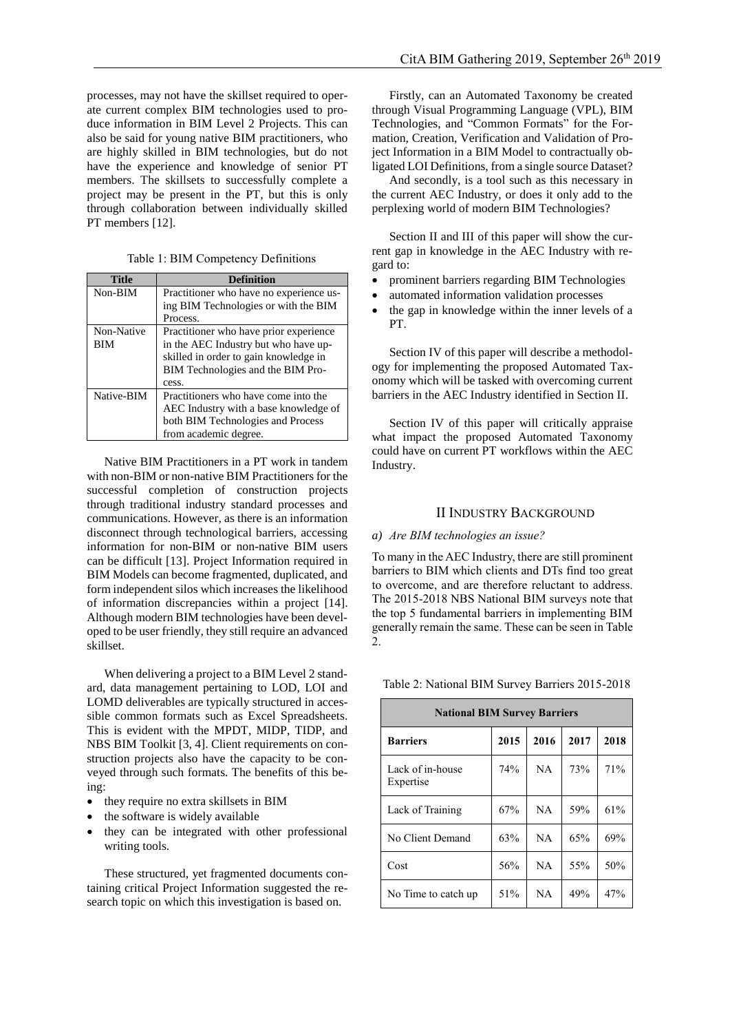processes, may not have the skillset required to operate current complex BIM technologies used to produce information in BIM Level 2 Projects. This can also be said for young native BIM practitioners, who are highly skilled in BIM technologies, but do not have the experience and knowledge of senior PT members. The skillsets to successfully complete a project may be present in the PT, but this is only through collaboration between individually skilled PT members [12].

Table 1: BIM Competency Definitions

| Title | Definition |
| --- | --- |
| Non-BIM | Practitioner who have no experience using BIM Technologies or with the BIM Process. |
| Non-Native BIM | Practitioner who have prior experience in the AEC Industry but who have upskilled in order to gain knowledge in BIM Technologies and the BIM Process. |
| Native-BIM | Practitioners who have come into the AEC Industry with a base knowledge of both BIM Technologies and Process from academic degree. |

Native BIM Practitioners in a PT work in tandem with non-BIM or non-native BIM Practitioners for the successful completion of construction projects through traditional industry standard processes and communications. However, as there is an information disconnect through technological barriers, accessing information for non-BIM or non-native BIM users can be difficult [13]. Project Information required in BIM Models can become fragmented, duplicated, and form independent silos which increases the likelihood of information discrepancies within a project [14]. Although modern BIM technologies have been developed to be user friendly, they still require an advanced skillset.

When delivering a project to a BIM Level 2 standard, data management pertaining to LOD, LOI and LOMD deliverables are typically structured in accessible common formats such as Excel Spreadsheets. This is evident with the MPDT, MIDP, TIDP, and NBS BIM Toolkit [3, 4]. Client requirements on construction projects also have the capacity to be conveyed through such formats. The benefits of this being:

- they require no extra skillsets in BIM
- the software is widely available
- they can be integrated with other professional writing tools.

These structured, yet fragmented documents containing critical Project Information suggested the research topic on which this investigation is based on.

Firstly, can an Automated Taxonomy be created through Visual Programming Language (VPL), BIM Technologies, and "Common Formats" for the Formation, Creation, Verification and Validation of Project Information in a BIM Model to contractually obligated LOI Definitions, from a single source Dataset?

And secondly, is a tool such as this necessary in the current AEC Industry, or does it only add to the perplexing world of modern BIM Technologies?

Section II and III of this paper will show the current gap in knowledge in the AEC Industry with regard to:

- prominent barriers regarding BIM Technologies
- automated information validation processes
- the gap in knowledge within the inner levels of a PT.

Section IV of this paper will describe a methodology for implementing the proposed Automated Taxonomy which will be tasked with overcoming current barriers in the AEC Industry identified in Section II.

Section IV of this paper will critically appraise what impact the proposed Automated Taxonomy could have on current PT workflows within the AEC Industry.

## II Industry Background

### *a) Are BIM technologies an issue?*

To many in the AEC Industry, there are still prominent barriers to BIM which clients and DTs find too great to overcome, and are therefore reluctant to address. The 2015-2018 NBS National BIM surveys note that the top 5 fundamental barriers in implementing BIM generally remain the same. These can be seen in Table 2.

Table 2: National BIM Survey Barriers 2015-2018

| National BIM Survey Barriers | | | | |
| --- | --- | --- | --- | --- |
| **Barriers** | **2015** | **2016** | **2017** | **2018** |
| Lack of in-house Expertise | 74% | NA | 73% | 71% |
| Lack of Training | 67% | NA | 59% | 61% |
| No Client Demand | 63% | NA | 65% | 69% |
| Cost | 56% | NA | 55% | 50% |
| No Time to catch up | 51% | NA | 49% | 47% |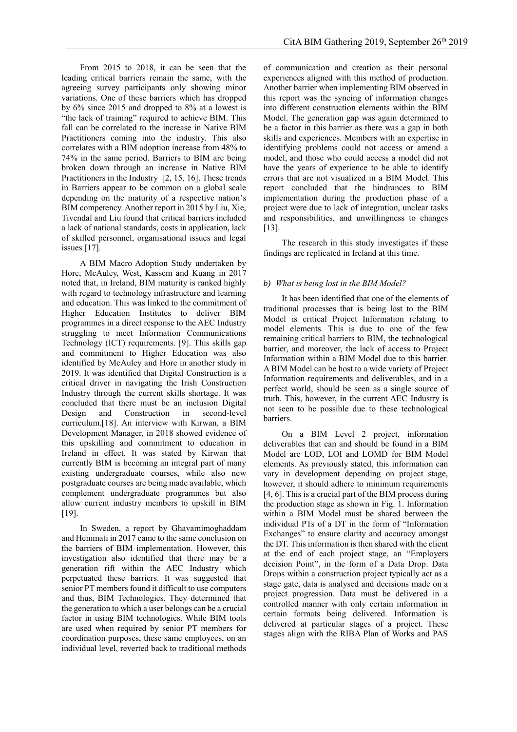From 2015 to 2018, it can be seen that the leading critical barriers remain the same, with the agreeing survey participants only showing minor variations. One of these barriers which has dropped by 6% since 2015 and dropped to 8% at a lowest is "the lack of training" required to achieve BIM. This fall can be correlated to the increase in Native BIM Practitioners coming into the industry. This also correlates with a BIM adoption increase from 48% to 74% in the same period. Barriers to BIM are being broken down through an increase in Native BIM Practitioners in the Industry [2, 15, 16]. These trends in Barriers appear to be common on a global scale depending on the maturity of a respective nation's BIM competency. Another report in 2015 by Liu, Xie, Tivendal and Liu found that critical barriers included a lack of national standards, costs in application, lack of skilled personnel, organisational issues and legal issues [17].

A BIM Macro Adoption Study undertaken by Hore, McAuley, West, Kassem and Kuang in 2017 noted that, in Ireland, BIM maturity is ranked highly with regard to technology infrastructure and learning and education. This was linked to the commitment of Higher Education Institutes to deliver BIM programmes in a direct response to the AEC Industry struggling to meet Information Communications Technology (ICT) requirements. [9]. This skills gap and commitment to Higher Education was also identified by McAuley and Hore in another study in 2019. It was identified that Digital Construction is a critical driver in navigating the Irish Construction Industry through the current skills shortage. It was concluded that there must be an inclusion Digital Design and Construction in second-level curriculum.[18]. An interview with Kirwan, a BIM Development Manager, in 2018 showed evidence of this upskilling and commitment to education in Ireland in effect. It was stated by Kirwan that currently BIM is becoming an integral part of many existing undergraduate courses, while also new postgraduate courses are being made available, which complement undergraduate programmes but also allow current industry members to upskill in BIM [19].

In Sweden, a report by Ghavamimoghaddam and Hemmati in 2017 came to the same conclusion on the barriers of BIM implementation. However, this investigation also identified that there may be a generation rift within the AEC Industry which perpetuated these barriers. It was suggested that senior PT members found it difficult to use computers and thus, BIM Technologies. They determined that the generation to which a user belongs can be a crucial factor in using BIM technologies. While BIM tools are used when required by senior PT members for coordination purposes, these same employees, on an individual level, reverted back to traditional methods of communication and creation as their personal experiences aligned with this method of production. Another barrier when implementing BIM observed in this report was the syncing of information changes into different construction elements within the BIM Model. The generation gap was again determined to be a factor in this barrier as there was a gap in both skills and experiences. Members with an expertise in identifying problems could not access or amend a model, and those who could access a model did not have the years of experience to be able to identify errors that are not visualized in a BIM Model. This report concluded that the hindrances to BIM implementation during the production phase of a project were due to lack of integration, unclear tasks and responsibilities, and unwillingness to changes [13].

The research in this study investigates if these findings are replicated in Ireland at this time.

### *b) What is being lost in the BIM Model?*

It has been identified that one of the elements of traditional processes that is being lost to the BIM Model is critical Project Information relating to model elements. This is due to one of the few remaining critical barriers to BIM, the technological barrier, and moreover, the lack of access to Project Information within a BIM Model due to this barrier. A BIM Model can be host to a wide variety of Project Information requirements and deliverables, and in a perfect world, should be seen as a single source of truth. This, however, in the current AEC Industry is not seen to be possible due to these technological barriers.

On a BIM Level 2 project, information deliverables that can and should be found in a BIM Model are LOD, LOI and LOMD for BIM Model elements. As previously stated, this information can vary in development depending on project stage, however, it should adhere to minimum requirements [4, 6]. This is a crucial part of the BIM process during the production stage as shown in Fig. 1. Information within a BIM Model must be shared between the individual PTs of a DT in the form of "Information Exchanges" to ensure clarity and accuracy amongst the DT. This information is then shared with the client at the end of each project stage, an "Employers decision Point", in the form of a Data Drop. Data Drops within a construction project typically act as a stage gate, data is analysed and decisions made on a project progression. Data must be delivered in a controlled manner with only certain information in certain formats being delivered. Information is delivered at particular stages of a project. These stages align with the RIBA Plan of Works and PAS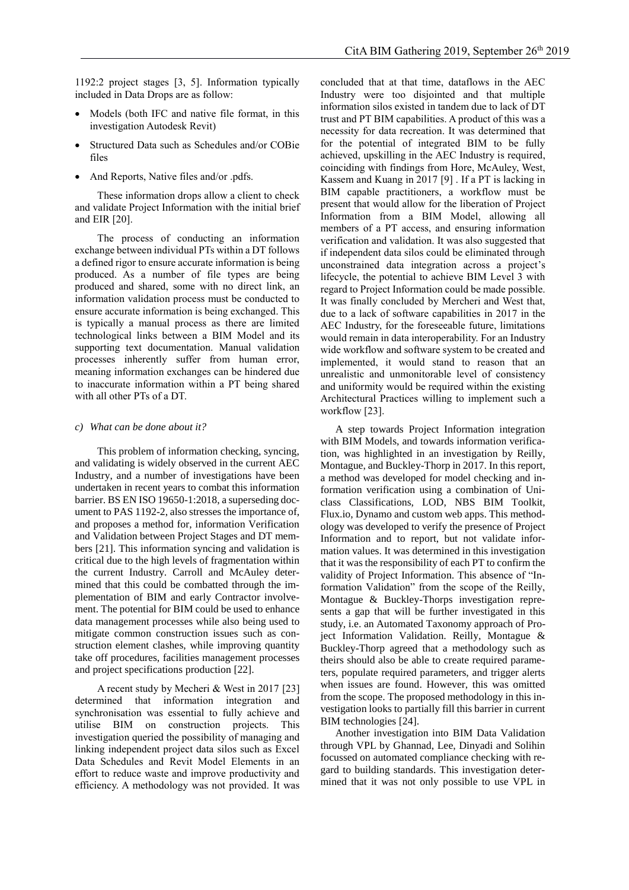1192:2 project stages [3, 5]. Information typically included in Data Drops are as follow:

- Models (both IFC and native file format, in this investigation Autodesk Revit)
- Structured Data such as Schedules and/or COBie files
- And Reports, Native files and/or .pdfs.

These information drops allow a client to check and validate Project Information with the initial brief and EIR [20].

The process of conducting an information exchange between individual PTs within a DT follows a defined rigor to ensure accurate information is being produced. As a number of file types are being produced and shared, some with no direct link, an information validation process must be conducted to ensure accurate information is being exchanged. This is typically a manual process as there are limited technological links between a BIM Model and its supporting text documentation. Manual validation processes inherently suffer from human error, meaning information exchanges can be hindered due to inaccurate information within a PT being shared with all other PTs of a DT.

### c) What can be done about it?

This problem of information checking, syncing, and validating is widely observed in the current AEC Industry, and a number of investigations have been undertaken in recent years to combat this information barrier. BS EN ISO 19650-1:2018, a superseding document to PAS 1192-2, also stresses the importance of, and proposes a method for, information Verification and Validation between Project Stages and DT members [21]. This information syncing and validation is critical due to the high levels of fragmentation within the current Industry. Carroll and McAuley determined that this could be combatted through the implementation of BIM and early Contractor involvement. The potential for BIM could be used to enhance data management processes while also being used to mitigate common construction issues such as construction element clashes, while improving quantity take off procedures, facilities management processes and project specifications production [22].

A recent study by Mecheri & West in 2017 [23] determined that information integration and synchronisation was essential to fully achieve and utilise BIM on construction projects. This investigation queried the possibility of managing and linking independent project data silos such as Excel Data Schedules and Revit Model Elements in an effort to reduce waste and improve productivity and efficiency. A methodology was not provided. It was concluded that at that time, dataflows in the AEC Industry were too disjointed and that multiple information silos existed in tandem due to lack of DT trust and PT BIM capabilities. A product of this was a necessity for data recreation. It was determined that for the potential of integrated BIM to be fully achieved, upskilling in the AEC Industry is required, coinciding with findings from Hore, McAuley, West, Kassem and Kuang in 2017 [9] . If a PT is lacking in BIM capable practitioners, a workflow must be present that would allow for the liberation of Project Information from a BIM Model, allowing all members of a PT access, and ensuring information verification and validation. It was also suggested that if independent data silos could be eliminated through unconstrained data integration across a project's lifecycle, the potential to achieve BIM Level 3 with regard to Project Information could be made possible. It was finally concluded by Mercheri and West that, due to a lack of software capabilities in 2017 in the AEC Industry, for the foreseeable future, limitations would remain in data interoperability. For an Industry wide workflow and software system to be created and implemented, it would stand to reason that an unrealistic and unmonitorable level of consistency and uniformity would be required within the existing Architectural Practices willing to implement such a workflow [23].

A step towards Project Information integration with BIM Models, and towards information verification, was highlighted in an investigation by Reilly, Montague, and Buckley-Thorp in 2017. In this report, a method was developed for model checking and information verification using a combination of Uniclass Classifications, LOD, NBS BIM Toolkit, Flux.io, Dynamo and custom web apps. This methodology was developed to verify the presence of Project Information and to report, but not validate information values. It was determined in this investigation that it was the responsibility of each PT to confirm the validity of Project Information. This absence of "Information Validation" from the scope of the Reilly, Montague & Buckley-Thorps investigation represents a gap that will be further investigated in this study, i.e. an Automated Taxonomy approach of Project Information Validation. Reilly, Montague & Buckley-Thorp agreed that a methodology such as theirs should also be able to create required parameters, populate required parameters, and trigger alerts when issues are found. However, this was omitted from the scope. The proposed methodology in this investigation looks to partially fill this barrier in current BIM technologies [24].

Another investigation into BIM Data Validation through VPL by Ghannad, Lee, Dinyadi and Solihin focussed on automated compliance checking with regard to building standards. This investigation determined that it was not only possible to use VPL in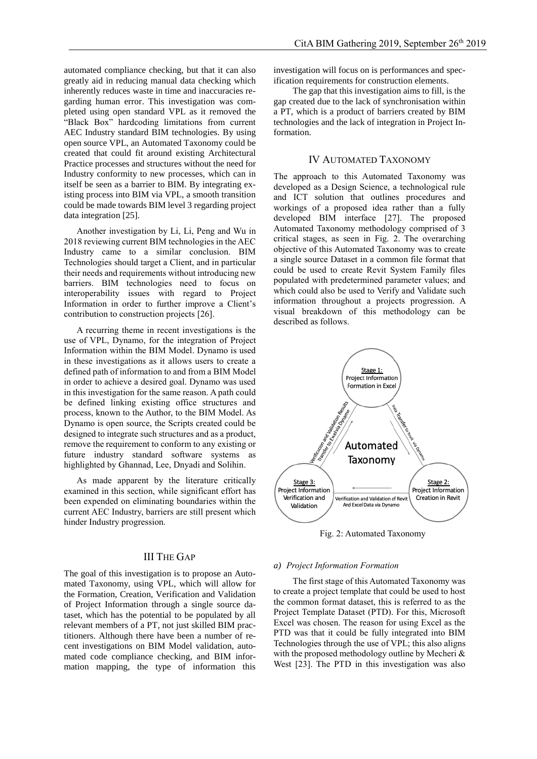automated compliance checking, but that it can also greatly aid in reducing manual data checking which inherently reduces waste in time and inaccuracies regarding human error. This investigation was completed using open standard VPL as it removed the "Black Box" hardcoding limitations from current AEC Industry standard BIM technologies. By using open source VPL, an Automated Taxonomy could be created that could fit around existing Architectural Practice processes and structures without the need for Industry conformity to new processes, which can in itself be seen as a barrier to BIM. By integrating existing process into BIM via VPL, a smooth transition could be made towards BIM level 3 regarding project data integration [25].

Another investigation by Li, Li, Peng and Wu in 2018 reviewing current BIM technologies in the AEC Industry came to a similar conclusion. BIM Technologies should target a Client, and in particular their needs and requirements without introducing new barriers. BIM technologies need to focus on interoperability issues with regard to Project Information in order to further improve a Client's contribution to construction projects [26].

A recurring theme in recent investigations is the use of VPL, Dynamo, for the integration of Project Information within the BIM Model. Dynamo is used in these investigations as it allows users to create a defined path of information to and from a BIM Model in order to achieve a desired goal. Dynamo was used in this investigation for the same reason. A path could be defined linking existing office structures and process, known to the Author, to the BIM Model. As Dynamo is open source, the Scripts created could be designed to integrate such structures and as a product, remove the requirement to conform to any existing or future industry standard software systems as highlighted by Ghannad, Lee, Dnyadi and Solihin.

As made apparent by the literature critically examined in this section, while significant effort has been expended on eliminating boundaries within the current AEC Industry, barriers are still present which hinder Industry progression.

## III The Gap

The goal of this investigation is to propose an Automated Taxonomy, using VPL, which will allow for the Formation, Creation, Verification and Validation of Project Information through a single source dataset, which has the potential to be populated by all relevant members of a PT, not just skilled BIM practitioners. Although there have been a number of recent investigations on BIM Model validation, automated code compliance checking, and BIM information mapping, the type of information this investigation will focus on is performances and specification requirements for construction elements.

The gap that this investigation aims to fill, is the gap created due to the lack of synchronisation within a PT, which is a product of barriers created by BIM technologies and the lack of integration in Project Information.

## IV Automated Taxonomy

The approach to this Automated Taxonomy was developed as a Design Science, a technological rule and ICT solution that outlines procedures and workings of a proposed idea rather than a fully developed BIM interface [27]. The proposed Automated Taxonomy methodology comprised of 3 critical stages, as seen in Fig. 2. The overarching objective of this Automated Taxonomy was to create a single source Dataset in a common file format that could be used to create Revit System Family files populated with predetermined parameter values; and which could also be used to Verify and Validate such information throughout a projects progression. A visual breakdown of this methodology can be described as follows.

Fig. 2: Automated Taxonomy

### a) Project Information Formation

The first stage of this Automated Taxonomy was to create a project template that could be used to host the common format dataset, this is referred to as the Project Template Dataset (PTD). For this, Microsoft Excel was chosen. The reason for using Excel as the PTD was that it could be fully integrated into BIM Technologies through the use of VPL; this also aligns with the proposed methodology outline by Mecheri & West [23]. The PTD in this investigation was also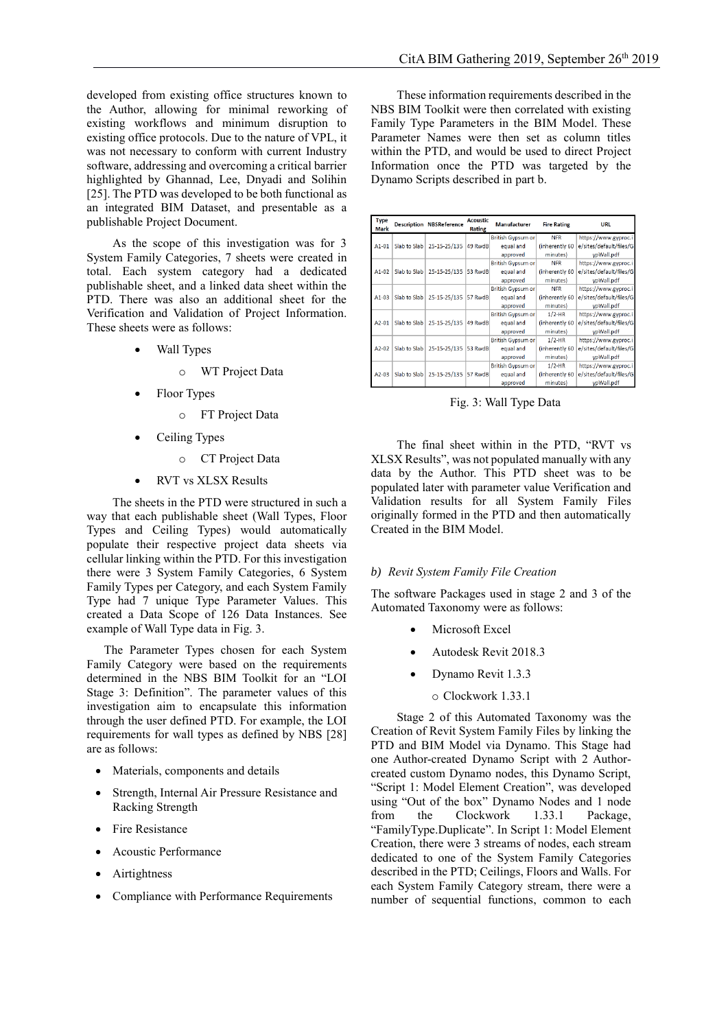developed from existing office structures known to the Author, allowing for minimal reworking of existing workflows and minimum disruption to existing office protocols. Due to the nature of VPL, it was not necessary to conform with current Industry software, addressing and overcoming a critical barrier highlighted by Ghannad, Lee, Dnyadi and Solihin [25]. The PTD was developed to be both functional as an integrated BIM Dataset, and presentable as a publishable Project Document.

As the scope of this investigation was for 3 System Family Categories, 7 sheets were created in total. Each system category had a dedicated publishable sheet, and a linked data sheet within the PTD. There was also an additional sheet for the Verification and Validation of Project Information. These sheets were as follows:

- Wall Types
    - WT Project Data
- Floor Types
    - FT Project Data
- Ceiling Types
    - CT Project Data
- RVT vs XLSX Results

The sheets in the PTD were structured in such a way that each publishable sheet (Wall Types, Floor Types and Ceiling Types) would automatically populate their respective project data sheets via cellular linking within the PTD. For this investigation there were 3 System Family Categories, 6 System Family Types per Category, and each System Family Type had 7 unique Type Parameter Values. This created a Data Scope of 126 Data Instances. See example of Wall Type data in Fig. 3.

The Parameter Types chosen for each System Family Category were based on the requirements determined in the NBS BIM Toolkit for an "LOI Stage 3: Definition". The parameter values of this investigation aim to encapsulate this information through the user defined PTD. For example, the LOI requirements for wall types as defined by NBS [28] are as follows:

- Materials, components and details
- Strength, Internal Air Pressure Resistance and Racking Strength
- Fire Resistance
- Acoustic Performance
- Airtightness
- Compliance with Performance Requirements

These information requirements described in the NBS BIM Toolkit were then correlated with existing Family Type Parameters in the BIM Model. These Parameter Names were then set as column titles within the PTD, and would be used to direct Project Information once the PTD was targeted by the Dynamo Scripts described in part b.

| Type Mark | Description | NBSReference | Acoustic Rating | Manufacturer | Fire Rating | URL |
|---|---|---|---|---|---|---|
| A1-01 | Slab to Slab | 25-15-25/135 | 49 RwdB | British Gypsum or equal and approved | NFR (inherently 60 minutes) | https://www.gyproc.ie/sites/default/files/GypWall.pdf |
| A1-02 | Slab to Slab | 25-15-25/135 | 53 RwdB | British Gypsum or equal and approved | NFR (inherently 60 minutes) | https://www.gyproc.ie/sites/default/files/GypWall.pdf |
| A1-03 | Slab to Slab | 25-15-25/135 | 57 RwdB | British Gypsum or equal and approved | NFR (inherently 60 minutes) | https://www.gyproc.ie/sites/default/files/GypWall.pdf |
| A2-01 | Slab to Slab | 25-15-25/135 | 49 RwdB | British Gypsum or equal and approved | 1/2-HR (inherently 60 minutes) | https://www.gyproc.ie/sites/default/files/GypWall.pdf |
| A2-02 | Slab to Slab | 25-15-25/135 | 53 RwdB | British Gypsum or equal and approved | 1/2-HR (inherently 60 minutes) | https://www.gyproc.ie/sites/default/files/GypWall.pdf |
| A2-03 | Slab to Slab | 25-15-25/135 | 57 RwdB | British Gypsum or equal and approved | 1/2-HR (inherently 60 minutes) | https://www.gyproc.ie/sites/default/files/GypWall.pdf |

Fig. 3: Wall Type Data

The final sheet within in the PTD, "RVT vs XLSX Results", was not populated manually with any data by the Author. This PTD sheet was to be populated later with parameter value Verification and Validation results for all System Family Files originally formed in the PTD and then automatically Created in the BIM Model.

*b) Revit System Family File Creation*

The software Packages used in stage 2 and 3 of the Automated Taxonomy were as follows:

- Microsoft Excel
- Autodesk Revit 2018.3
- Dynamo Revit 1.3.3
    - Clockwork 1.33.1

Stage 2 of this Automated Taxonomy was the Creation of Revit System Family Files by linking the PTD and BIM Model via Dynamo. This Stage had one Author-created Dynamo Script with 2 Author-created custom Dynamo nodes, this Dynamo Script, "Script 1: Model Element Creation", was developed using "Out of the box" Dynamo Nodes and 1 node from the Clockwork 1.33.1 Package, "FamilyType.Duplicate". In Script 1: Model Element Creation, there were 3 streams of nodes, each stream dedicated to one of the System Family Categories described in the PTD; Ceilings, Floors and Walls. For each System Family Category stream, there were a number of sequential functions, common to each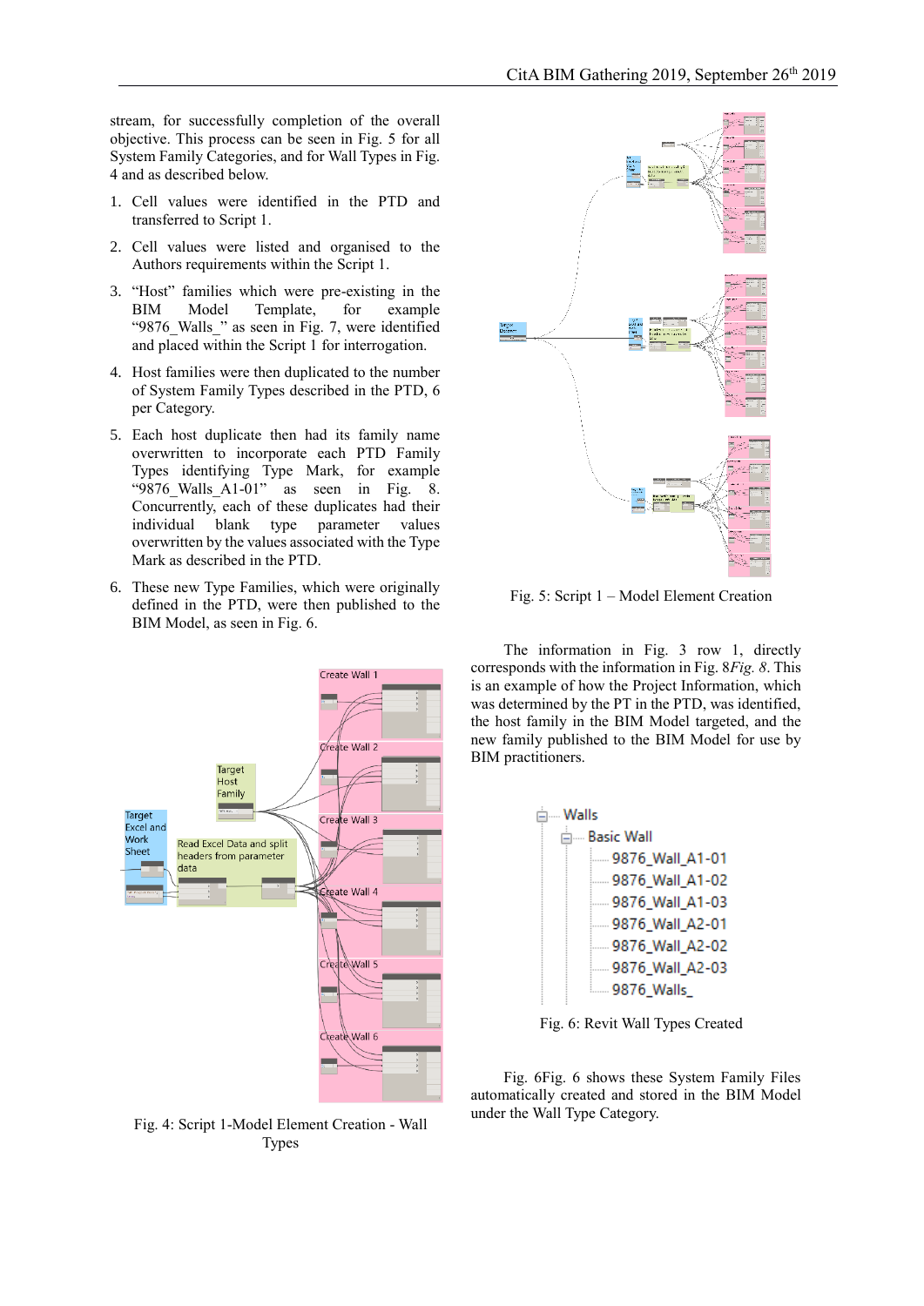stream, for successfully completion of the overall objective. This process can be seen in Fig. 5 for all System Family Categories, and for Wall Types in Fig. 4 and as described below.

1. Cell values were identified in the PTD and transferred to Script 1.
2. Cell values were listed and organised to the Authors requirements within the Script 1.
3. "Host" families which were pre-existing in the BIM Model Template, for example "9876_Walls_" as seen in Fig. 7, were identified and placed within the Script 1 for interrogation.
4. Host families were then duplicated to the number of System Family Types described in the PTD, 6 per Category.
5. Each host duplicate then had its family name overwritten to incorporate each PTD Family Types identifying Type Mark, for example "9876_Walls_A1-01" as seen in Fig. 8. Concurrently, each of these duplicates had their individual blank type parameter values overwritten by the values associated with the Type Mark as described in the PTD.
6. These new Type Families, which were originally defined in the PTD, were then published to the BIM Model, as seen in Fig. 6.

Fig. 4: Script 1-Model Element Creation - Wall Types

Fig. 5: Script 1 – Model Element Creation

The information in Fig. 3 row 1, directly corresponds with the information in Fig. 8*Fig. 8*. This is an example of how the Project Information, which was determined by the PT in the PTD, was identified, the host family in the BIM Model targeted, and the new family published to the BIM Model for use by BIM practitioners.

Fig. 6: Revit Wall Types Created

Fig. 6Fig. 6 shows these System Family Files automatically created and stored in the BIM Model under the Wall Type Category.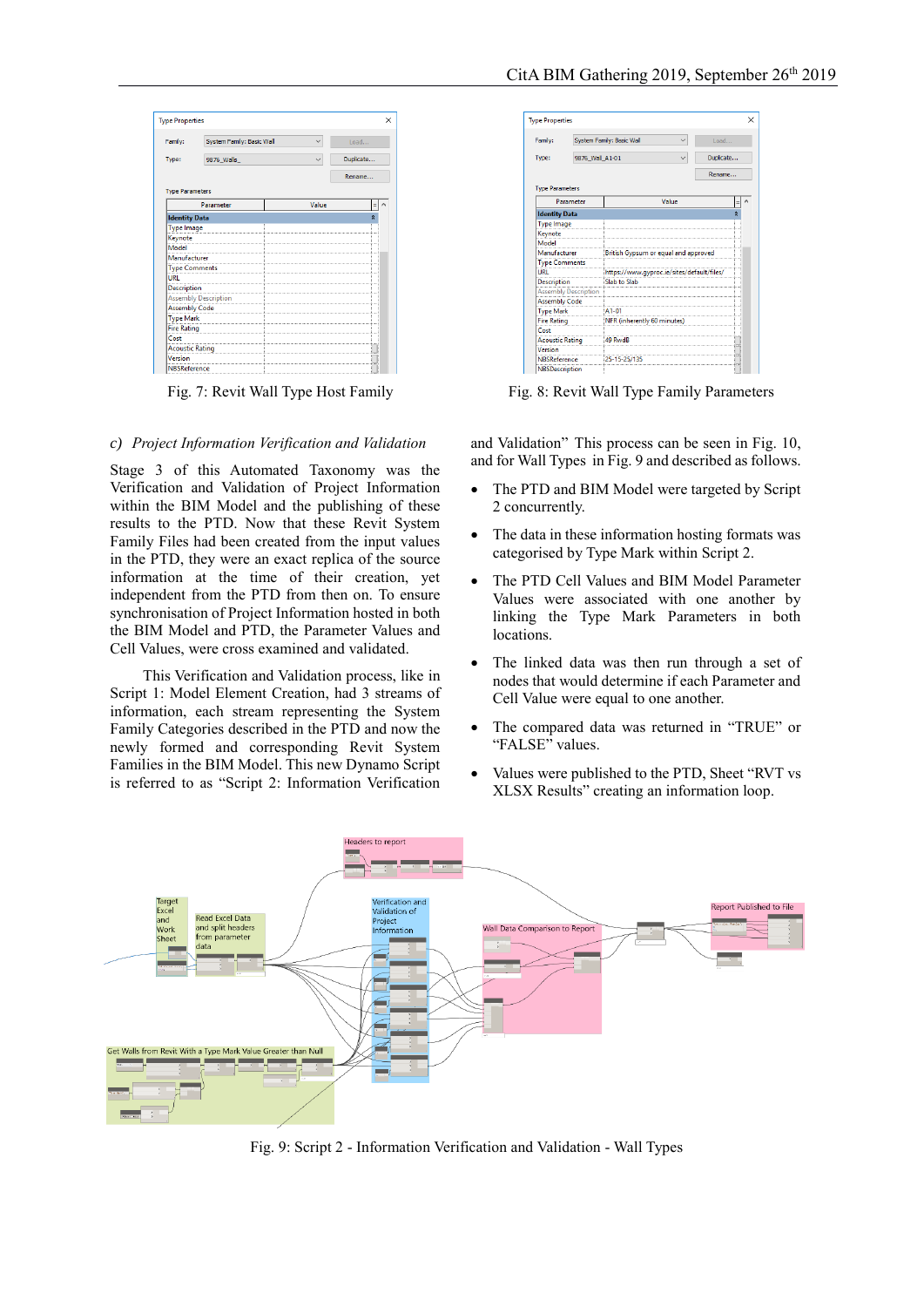Fig. 7: Revit Wall Type Host Family

Fig. 8: Revit Wall Type Family Parameters

*c) Project Information Verification and Validation*

Stage 3 of this Automated Taxonomy was the Verification and Validation of Project Information within the BIM Model and the publishing of these results to the PTD. Now that these Revit System Family Files had been created from the input values in the PTD, they were an exact replica of the source information at the time of their creation, yet independent from the PTD from then on. To ensure synchronisation of Project Information hosted in both the BIM Model and PTD, the Parameter Values and Cell Values, were cross examined and validated.

This Verification and Validation process, like in Script 1: Model Element Creation, had 3 streams of information, each stream representing the System Family Categories described in the PTD and now the newly formed and corresponding Revit System Families in the BIM Model. This new Dynamo Script is referred to as "Script 2: Information Verification and Validation" This process can be seen in Fig. 10, and for Wall Types in Fig. 9 and described as follows.

- The PTD and BIM Model were targeted by Script 2 concurrently.
- The data in these information hosting formats was categorised by Type Mark within Script 2.
- The PTD Cell Values and BIM Model Parameter Values were associated with one another by linking the Type Mark Parameters in both locations.
- The linked data was then run through a set of nodes that would determine if each Parameter and Cell Value were equal to one another.
- The compared data was returned in "TRUE" or "FALSE" values.
- Values were published to the PTD, Sheet "RVT vs XLSX Results" creating an information loop.

Fig. 9: Script 2 - Information Verification and Validation - Wall Types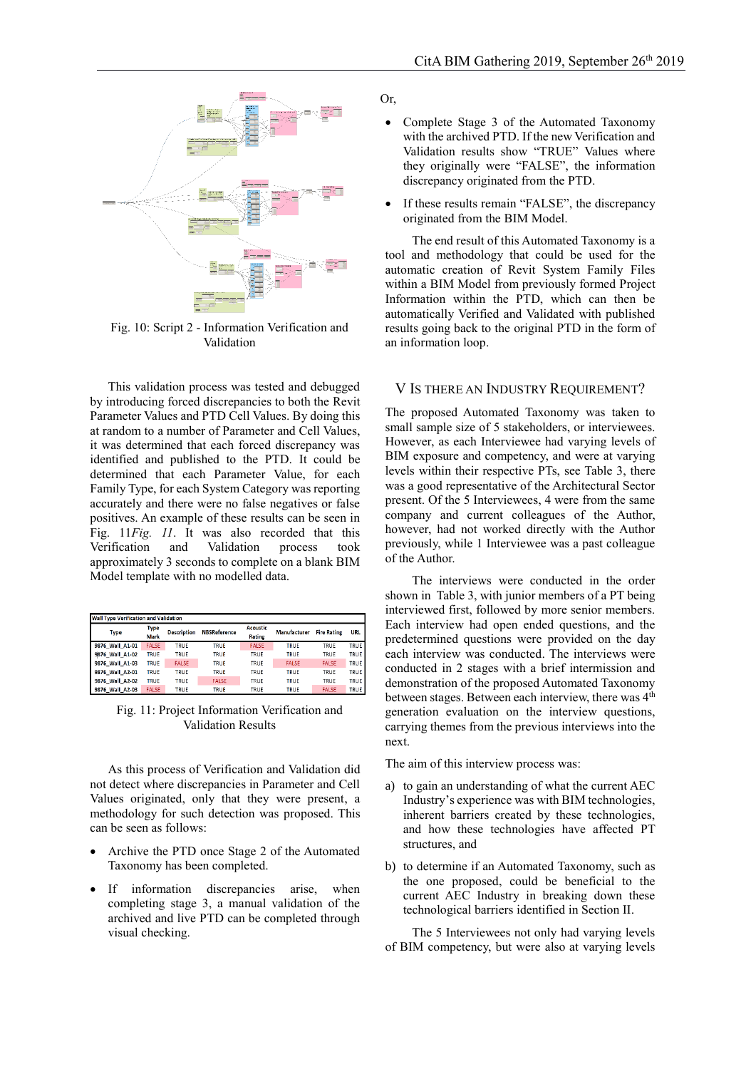Fig. 10: Script 2 - Information Verification and Validation

This validation process was tested and debugged by introducing forced discrepancies to both the Revit Parameter Values and PTD Cell Values. By doing this at random to a number of Parameter and Cell Values, it was determined that each forced discrepancy was identified and published to the PTD. It could be determined that each Parameter Value, for each Family Type, for each System Category was reporting accurately and there were no false negatives or false positives. An example of these results can be seen in Fig. 11*Fig. 11*. It was also recorded that this Verification and Validation process took approximately 3 seconds to complete on a blank BIM Model template with no modelled data.

| Wall Type Verification and Validation | | | | | | | |
|---|---|---|---|---|---|---|---|
| Type | Type Mark | Description | NBSReference | Acoustic Rating | Manufacturer | Fire Rating | URL |
| 9876_Wall_A1-01 | FALSE | TRUE | TRUE | FALSE | TRUE | TRUE | TRUE |
| 9876_Wall_A1-02 | TRUE | TRUE | TRUE | TRUE | TRUE | TRUE | TRUE |
| 9876_Wall_A1-03 | TRUE | FALSE | TRUE | TRUE | FALSE | FALSE | TRUE |
| 9876_Wall_A2-01 | TRUE | TRUE | TRUE | TRUE | TRUE | TRUE | TRUE |
| 9876_Wall_A2-02 | TRUE | TRUE | FALSE | TRUE | TRUE | TRUE | TRUE |
| 9876_Wall_A2-03 | FALSE | TRUE | TRUE | TRUE | TRUE | FALSE | TRUE |

Fig. 11: Project Information Verification and Validation Results

As this process of Verification and Validation did not detect where discrepancies in Parameter and Cell Values originated, only that they were present, a methodology for such detection was proposed. This can be seen as follows:

- Archive the PTD once Stage 2 of the Automated Taxonomy has been completed.
- If information discrepancies arise, when completing stage 3, a manual validation of the archived and live PTD can be completed through visual checking.

Or,

- Complete Stage 3 of the Automated Taxonomy with the archived PTD. If the new Verification and Validation results show "TRUE" Values where they originally were "FALSE", the information discrepancy originated from the PTD.
- If these results remain "FALSE", the discrepancy originated from the BIM Model.

The end result of this Automated Taxonomy is a tool and methodology that could be used for the automatic creation of Revit System Family Files within a BIM Model from previously formed Project Information within the PTD, which can then be automatically Verified and Validated with published results going back to the original PTD in the form of an information loop.

## V Is there an Industry Requirement?

The proposed Automated Taxonomy was taken to small sample size of 5 stakeholders, or interviewees. However, as each Interviewee had varying levels of BIM exposure and competency, and were at varying levels within their respective PTs, see Table 3, there was a good representative of the Architectural Sector present. Of the 5 Interviewees, 4 were from the same company and current colleagues of the Author, however, had not worked directly with the Author previously, while 1 Interviewee was a past colleague of the Author.

The interviews were conducted in the order shown in Table 3, with junior members of a PT being interviewed first, followed by more senior members. Each interview had open ended questions, and the predetermined questions were provided on the day each interview was conducted. The interviews were conducted in 2 stages with a brief intermission and demonstration of the proposed Automated Taxonomy between stages. Between each interview, there was 4th generation evaluation on the interview questions, carrying themes from the previous interviews into the next.

The aim of this interview process was:

a) to gain an understanding of what the current AEC Industry's experience was with BIM technologies, inherent barriers created by these technologies, and how these technologies have affected PT structures, and

b) to determine if an Automated Taxonomy, such as the one proposed, could be beneficial to the current AEC Industry in breaking down these technological barriers identified in Section II.

The 5 Interviewees not only had varying levels of BIM competency, but were also at varying levels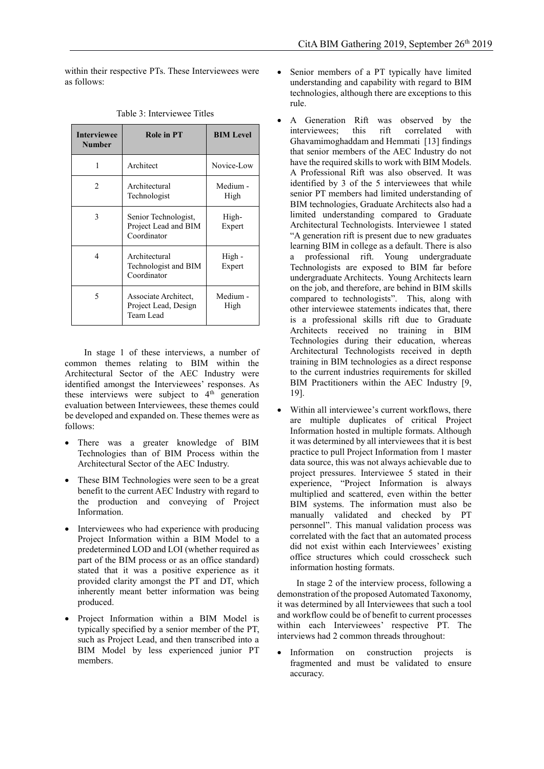within their respective PTs. These Interviewees were as follows:

Table 3: Interviewee Titles

| Interviewee Number | Role in PT | BIM Level |
|---|---|---|
| 1 | Architect | Novice-Low |
| 2 | Architectural Technologist | Medium - High |
| 3 | Senior Technologist, Project Lead and BIM Coordinator | High-Expert |
| 4 | Architectural Technologist and BIM Coordinator | High - Expert |
| 5 | Associate Architect, Project Lead, Design Team Lead | Medium - High |

In stage 1 of these interviews, a number of common themes relating to BIM within the Architectural Sector of the AEC Industry were identified amongst the Interviewees' responses. As these interviews were subject to 4th generation evaluation between Interviewees, these themes could be developed and expanded on. These themes were as follows:

- There was a greater knowledge of BIM Technologies than of BIM Process within the Architectural Sector of the AEC Industry.
- These BIM Technologies were seen to be a great benefit to the current AEC Industry with regard to the production and conveying of Project Information.
- Interviewees who had experience with producing Project Information within a BIM Model to a predetermined LOD and LOI (whether required as part of the BIM process or as an office standard) stated that it was a positive experience as it provided clarity amongst the PT and DT, which inherently meant better information was being produced.
- Project Information within a BIM Model is typically specified by a senior member of the PT, such as Project Lead, and then transcribed into a BIM Model by less experienced junior PT members.
- Senior members of a PT typically have limited understanding and capability with regard to BIM technologies, although there are exceptions to this rule.
- A Generation Rift was observed by the interviewees; this rift correlated with Ghavamimoghaddam and Hemmati [13] findings that senior members of the AEC Industry do not have the required skills to work with BIM Models. A Professional Rift was also observed. It was identified by 3 of the 5 interviewees that while senior PT members had limited understanding of BIM technologies, Graduate Architects also had a limited understanding compared to Graduate Architectural Technologists. Interviewee 1 stated "A generation rift is present due to new graduates learning BIM in college as a default. There is also a professional rift. Young undergraduate Technologists are exposed to BIM far before undergraduate Architects. Young Architects learn on the job, and therefore, are behind in BIM skills compared to technologists". This, along with other interviewee statements indicates that, there is a professional skills rift due to Graduate Architects received no training in BIM Technologies during their education, whereas Architectural Technologists received in depth training in BIM technologies as a direct response to the current industries requirements for skilled BIM Practitioners within the AEC Industry [9, 19].
- Within all interviewee's current workflows, there are multiple duplicates of critical Project Information hosted in multiple formats. Although it was determined by all interviewees that it is best practice to pull Project Information from 1 master data source, this was not always achievable due to project pressures. Interviewee 5 stated in their experience, "Project Information is always multiplied and scattered, even within the better BIM systems. The information must also be manually validated and checked by PT personnel". This manual validation process was correlated with the fact that an automated process did not exist within each Interviewees' existing office structures which could crosscheck such information hosting formats.

In stage 2 of the interview process, following a demonstration of the proposed Automated Taxonomy, it was determined by all Interviewees that such a tool and workflow could be of benefit to current processes within each Interviewees' respective PT. The interviews had 2 common threads throughout:

- Information on construction projects is fragmented and must be validated to ensure accuracy.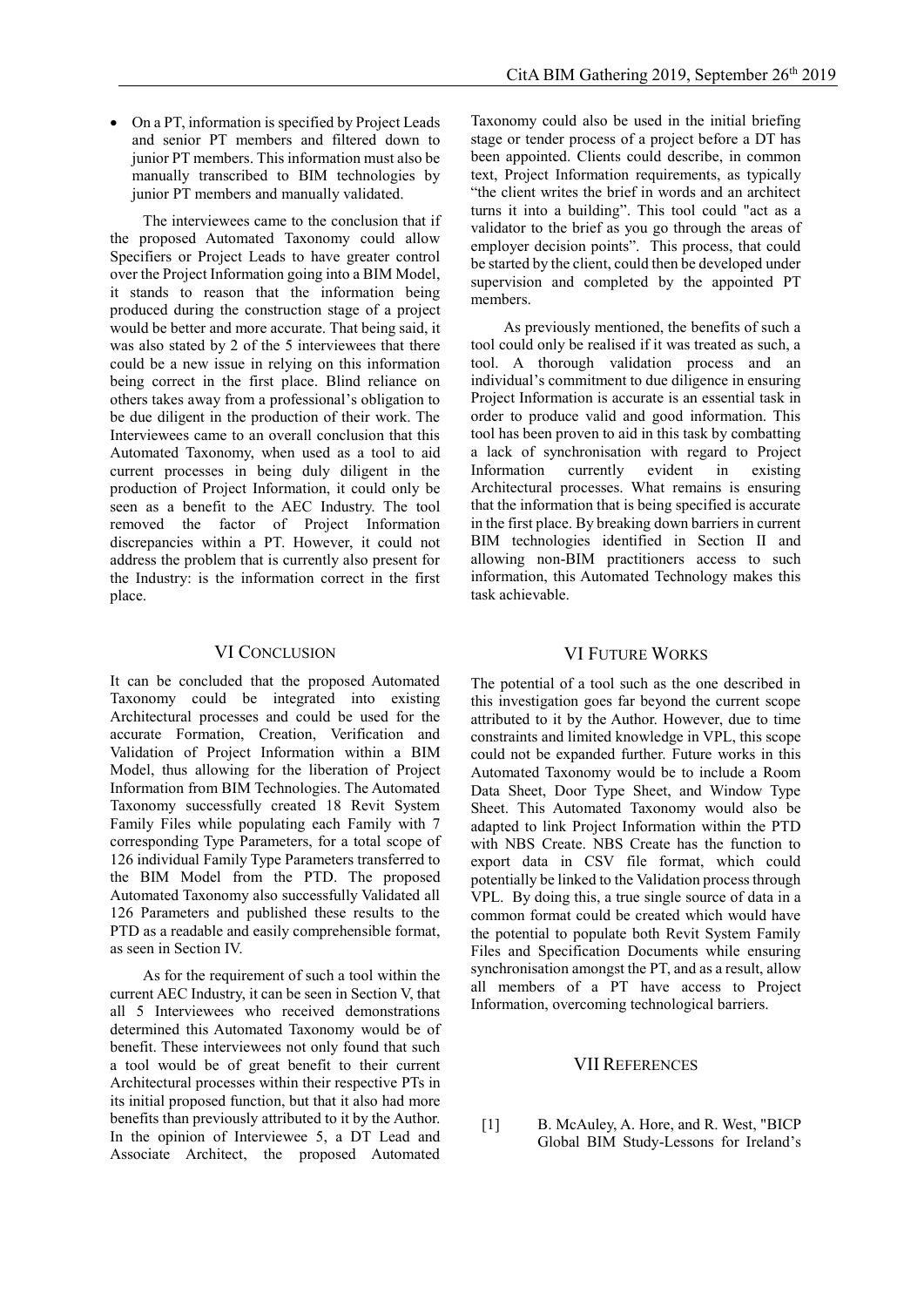- On a PT, information is specified by Project Leads and senior PT members and filtered down to junior PT members. This information must also be manually transcribed to BIM technologies by junior PT members and manually validated.

The interviewees came to the conclusion that if the proposed Automated Taxonomy could allow Specifiers or Project Leads to have greater control over the Project Information going into a BIM Model, it stands to reason that the information being produced during the construction stage of a project would be better and more accurate. That being said, it was also stated by 2 of the 5 interviewees that there could be a new issue in relying on this information being correct in the first place. Blind reliance on others takes away from a professional's obligation to be due diligent in the production of their work. The Interviewees came to an overall conclusion that this Automated Taxonomy, when used as a tool to aid current processes in being duly diligent in the production of Project Information, it could only be seen as a benefit to the AEC Industry. The tool removed the factor of Project Information discrepancies within a PT. However, it could not address the problem that is currently also present for the Industry: is the information correct in the first place.

## VI Conclusion

It can be concluded that the proposed Automated Taxonomy could be integrated into existing Architectural processes and could be used for the accurate Formation, Creation, Verification and Validation of Project Information within a BIM Model, thus allowing for the liberation of Project Information from BIM Technologies. The Automated Taxonomy successfully created 18 Revit System Family Files while populating each Family with 7 corresponding Type Parameters, for a total scope of 126 individual Family Type Parameters transferred to the BIM Model from the PTD. The proposed Automated Taxonomy also successfully Validated all 126 Parameters and published these results to the PTD as a readable and easily comprehensible format, as seen in Section IV.

As for the requirement of such a tool within the current AEC Industry, it can be seen in Section V, that all 5 Interviewees who received demonstrations determined this Automated Taxonomy would be of benefit. These interviewees not only found that such a tool would be of great benefit to their current Architectural processes within their respective PTs in its initial proposed function, but that it also had more benefits than previously attributed to it by the Author. In the opinion of Interviewee 5, a DT Lead and Associate Architect, the proposed Automated Taxonomy could also be used in the initial briefing stage or tender process of a project before a DT has been appointed. Clients could describe, in common text, Project Information requirements, as typically "the client writes the brief in words and an architect turns it into a building". This tool could "act as a validator to the brief as you go through the areas of employer decision points". This process, that could be started by the client, could then be developed under supervision and completed by the appointed PT members.

As previously mentioned, the benefits of such a tool could only be realised if it was treated as such, a tool. A thorough validation process and an individual's commitment to due diligence in ensuring Project Information is accurate is an essential task in order to produce valid and good information. This tool has been proven to aid in this task by combatting a lack of synchronisation with regard to Project Information currently evident in existing Architectural processes. What remains is ensuring that the information that is being specified is accurate in the first place. By breaking down barriers in current BIM technologies identified in Section II and allowing non-BIM practitioners access to such information, this Automated Technology makes this task achievable.

## VI Future Works

The potential of a tool such as the one described in this investigation goes far beyond the current scope attributed to it by the Author. However, due to time constraints and limited knowledge in VPL, this scope could not be expanded further. Future works in this Automated Taxonomy would be to include a Room Data Sheet, Door Type Sheet, and Window Type Sheet. This Automated Taxonomy would also be adapted to link Project Information within the PTD with NBS Create. NBS Create has the function to export data in CSV file format, which could potentially be linked to the Validation process through VPL. By doing this, a true single source of data in a common format could be created which would have the potential to populate both Revit System Family Files and Specification Documents while ensuring synchronisation amongst the PT, and as a result, allow all members of a PT have access to Project Information, overcoming technological barriers.

## VII References

[1] B. McAuley, A. Hore, and R. West, "BICP Global BIM Study-Lessons for Ireland's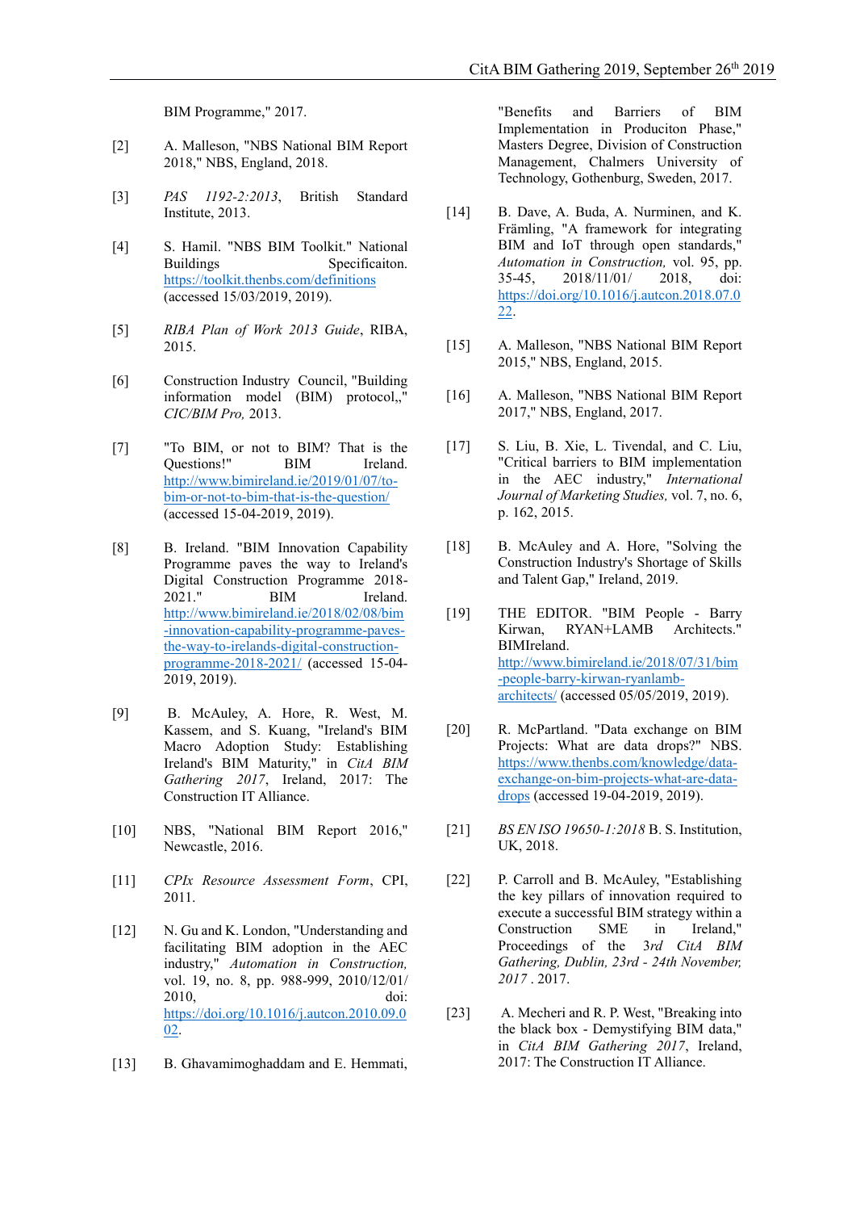BIM Programme," 2017.

[2] A. Malleson, "NBS National BIM Report 2018," NBS, England, 2018.

[3] *PAS 1192-2:2013*, British Standard Institute, 2013.

[4] S. Hamil. "NBS BIM Toolkit." National Buildings Specificaiton. https://toolkit.thenbs.com/definitions (accessed 15/03/2019, 2019).

[5] *RIBA Plan of Work 2013 Guide*, RIBA, 2015.

[6] Construction Industry Council, "Building information model (BIM) protocol,," *CIC/BIM Pro,* 2013.

[7] "To BIM, or not to BIM? That is the Questions!" BIM Ireland. http://www.bimireland.ie/2019/01/07/to-bim-or-not-to-bim-that-is-the-question/ (accessed 15-04-2019, 2019).

[8] B. Ireland. "BIM Innovation Capability Programme paves the way to Ireland's Digital Construction Programme 2018-2021." BIM Ireland. http://www.bimireland.ie/2018/02/08/bim-innovation-capability-programme-paves-the-way-to-irelands-digital-construction-programme-2018-2021/ (accessed 15-04-2019, 2019).

[9] B. McAuley, A. Hore, R. West, M. Kassem, and S. Kuang, "Ireland's BIM Macro Adoption Study: Establishing Ireland's BIM Maturity," in *CitA BIM Gathering 2017*, Ireland, 2017: The Construction IT Alliance.

[10] NBS, "National BIM Report 2016," Newcastle, 2016.

[11] *CPIx Resource Assessment Form*, CPI, 2011.

[12] N. Gu and K. London, "Understanding and facilitating BIM adoption in the AEC industry," *Automation in Construction,* vol. 19, no. 8, pp. 988-999, 2010/12/01/ 2010, doi: https://doi.org/10.1016/j.autcon.2010.09.002.

[13] B. Ghavamimoghaddam and E. Hemmati, "Benefits and Barriers of BIM Implementation in Produciton Phase," Masters Degree, Division of Construction Management, Chalmers University of Technology, Gothenburg, Sweden, 2017.

[14] B. Dave, A. Buda, A. Nurminen, and K. Främling, "A framework for integrating BIM and IoT through open standards," *Automation in Construction,* vol. 95, pp. 35-45, 2018/11/01/ 2018, doi: https://doi.org/10.1016/j.autcon.2018.07.022.

[15] A. Malleson, "NBS National BIM Report 2015," NBS, England, 2015.

[16] A. Malleson, "NBS National BIM Report 2017," NBS, England, 2017.

[17] S. Liu, B. Xie, L. Tivendal, and C. Liu, "Critical barriers to BIM implementation in the AEC industry," *International Journal of Marketing Studies,* vol. 7, no. 6, p. 162, 2015.

[18] B. McAuley and A. Hore, "Solving the Construction Industry's Shortage of Skills and Talent Gap," Ireland, 2019.

[19] THE EDITOR. "BIM People - Barry Kirwan, RYAN+LAMB Architects." BIMIreland. http://www.bimireland.ie/2018/07/31/bim-people-barry-kirwan-ryanlamb-architects/ (accessed 05/05/2019, 2019).

[20] R. McPartland. "Data exchange on BIM Projects: What are data drops?" NBS. https://www.thenbs.com/knowledge/data-exchange-on-bim-projects-what-are-data-drops (accessed 19-04-2019, 2019).

[21] *BS EN ISO 19650-1:2018* B. S. Institution, UK, 2018.

[22] P. Carroll and B. McAuley, "Establishing the key pillars of innovation required to execute a successful BIM strategy within a Construction SME in Ireland," Proceedings of the *3rd CitA BIM Gathering, Dublin, 23rd - 24th November, 2017* . 2017.

[23] A. Mecheri and R. P. West, "Breaking into the black box - Demystifying BIM data," in *CitA BIM Gathering 2017*, Ireland, 2017: The Construction IT Alliance.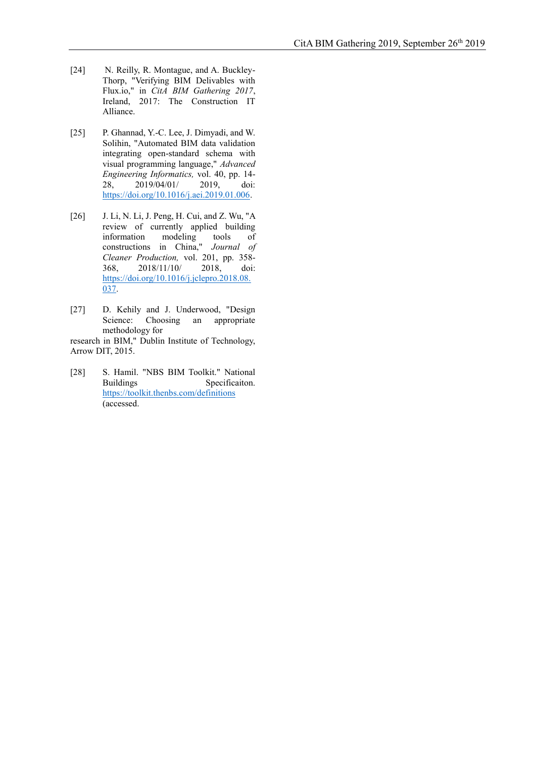[24] N. Reilly, R. Montague, and A. Buckley-Thorp, "Verifying BIM Delivables with Flux.io," in *CitA BIM Gathering 2017*, Ireland, 2017: The Construction IT Alliance.

[25] P. Ghannad, Y.-C. Lee, J. Dimyadi, and W. Solihin, "Automated BIM data validation integrating open-standard schema with visual programming language," *Advanced Engineering Informatics,* vol. 40, pp. 14-28, 2019/04/01/ 2019, doi: https://doi.org/10.1016/j.aei.2019.01.006.

[26] J. Li, N. Li, J. Peng, H. Cui, and Z. Wu, "A review of currently applied building information modeling tools of constructions in China," *Journal of Cleaner Production,* vol. 201, pp. 358-368, 2018/11/10/ 2018, doi: https://doi.org/10.1016/j.jclepro.2018.08.037.

[27] D. Kehily and J. Underwood, "Design Science: Choosing an appropriate methodology for research in BIM," Dublin Institute of Technology, Arrow DIT, 2015.

[28] S. Hamil. "NBS BIM Toolkit." National Buildings Specificaiton. https://toolkit.thenbs.com/definitions (accessed.